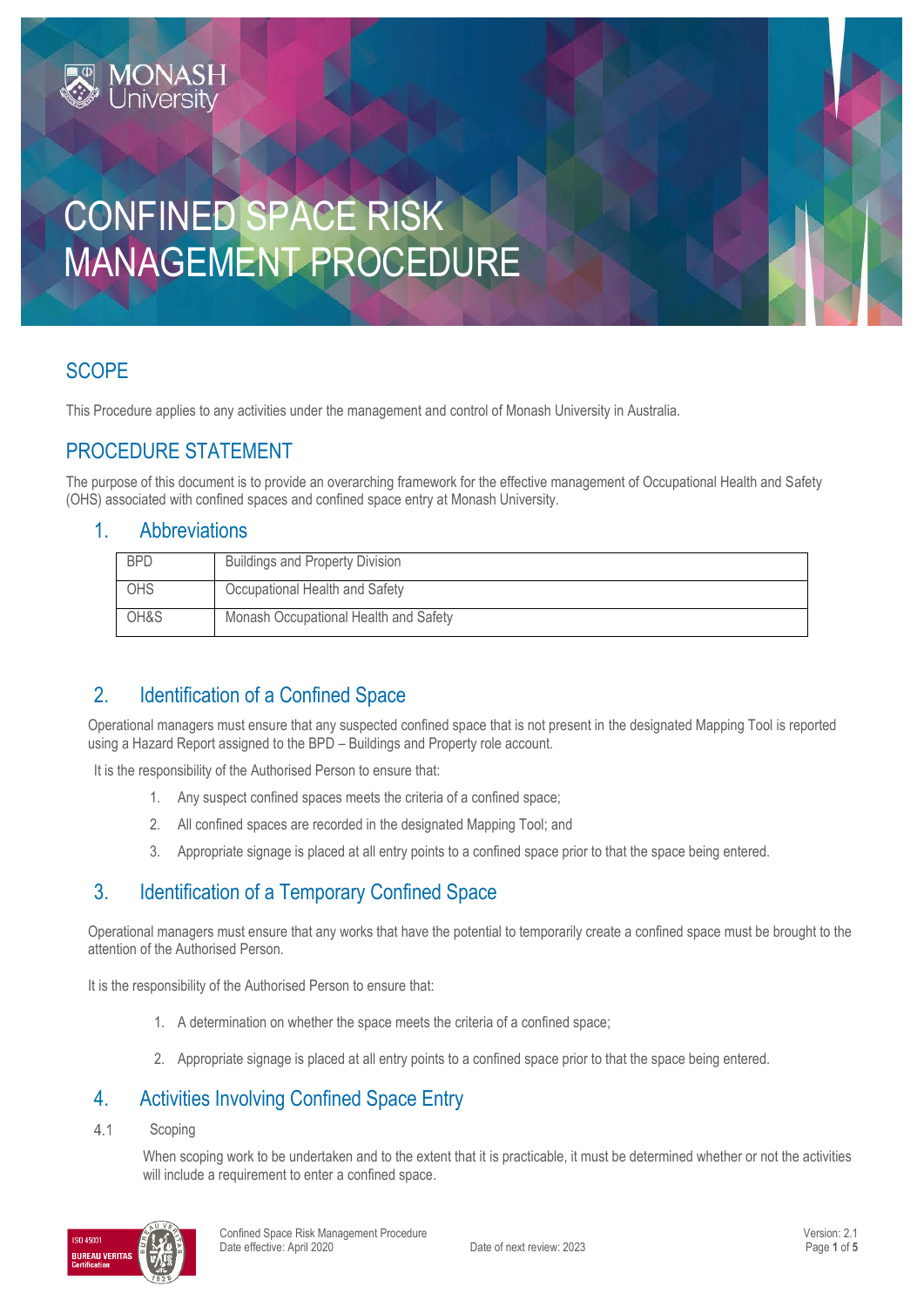MONASH University

# CONFINED SPACE RISK MANAGEMENT PROCEDURE

## SCOPE

This Procedure applies to any activities under the management and control of Monash University in Australia.

## PROCEDURE STATEMENT

The purpose of this document is to provide an overarching framework for the effective management of Occupational Health and Safety (OHS) associated with confined spaces and confined space entry at Monash University.

### 1. Abbreviations

| BPD | Buildings and Property Division |
|---|---|
| OHS | Occupational Health and Safety |
| OH&S | Monash Occupational Health and Safety |

## 2. Identification of a Confined Space

Operational managers must ensure that any suspected confined space that is not present in the designated Mapping Tool is reported using a Hazard Report assigned to the BPD – Buildings and Property role account.

It is the responsibility of the Authorised Person to ensure that:

1. Any suspect confined spaces meets the criteria of a confined space;
2. All confined spaces are recorded in the designated Mapping Tool; and
3. Appropriate signage is placed at all entry points to a confined space prior to that the space being entered.

## 3. Identification of a Temporary Confined Space

Operational managers must ensure that any works that have the potential to temporarily create a confined space must be brought to the attention of the Authorised Person.

It is the responsibility of the Authorised Person to ensure that:

1. A determination on whether the space meets the criteria of a confined space;
2. Appropriate signage is placed at all entry points to a confined space prior to that the space being entered.

## 4. Activities Involving Confined Space Entry

### 4.1 Scoping

When scoping work to be undertaken and to the extent that it is practicable, it must be determined whether or not the activities will include a requirement to enter a confined space.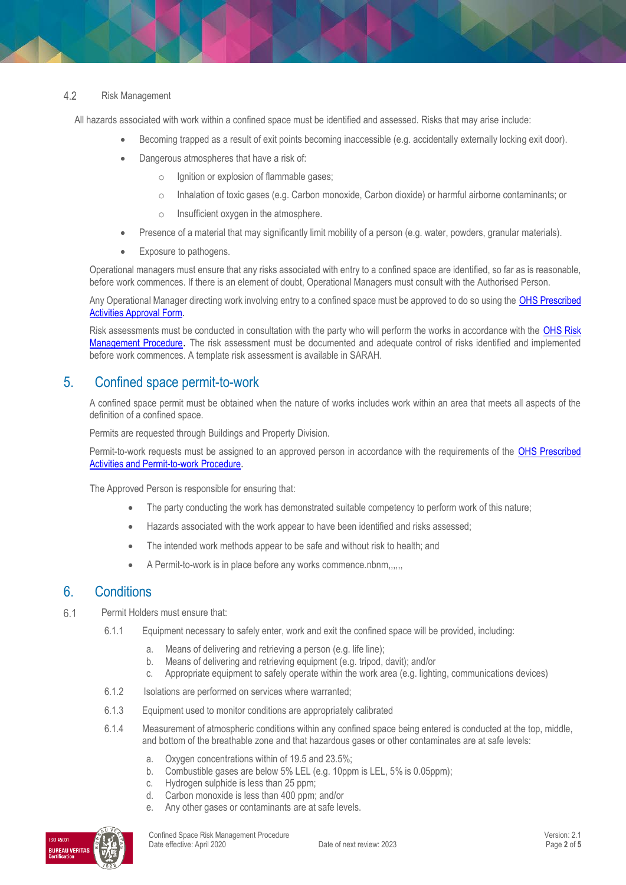### 4.2 Risk Management

All hazards associated with work within a confined space must be identified and assessed. Risks that may arise include:

- Becoming trapped as a result of exit points becoming inaccessible (e.g. accidentally externally locking exit door).
- Dangerous atmospheres that have a risk of:
  - Ignition or explosion of flammable gases;
  - Inhalation of toxic gases (e.g. Carbon monoxide, Carbon dioxide) or harmful airborne contaminants; or
  - Insufficient oxygen in the atmosphere.
- Presence of a material that may significantly limit mobility of a person (e.g. water, powders, granular materials).
- Exposure to pathogens.

Operational managers must ensure that any risks associated with entry to a confined space are identified, so far as is reasonable, before work commences. If there is an element of doubt, Operational Managers must consult with the Authorised Person.

Any Operational Manager directing work involving entry to a confined space must be approved to do so using the OHS Prescribed Activities Approval Form.

Risk assessments must be conducted in consultation with the party who will perform the works in accordance with the OHS Risk Management Procedure. The risk assessment must be documented and adequate control of risks identified and implemented before work commences. A template risk assessment is available in SARAH.

## 5. Confined space permit-to-work

A confined space permit must be obtained when the nature of works includes work within an area that meets all aspects of the definition of a confined space.

Permits are requested through Buildings and Property Division.

Permit-to-work requests must be assigned to an approved person in accordance with the requirements of the OHS Prescribed Activities and Permit-to-work Procedure.

The Approved Person is responsible for ensuring that:

- The party conducting the work has demonstrated suitable competency to perform work of this nature;
- Hazards associated with the work appear to have been identified and risks assessed;
- The intended work methods appear to be safe and without risk to health; and
- A Permit-to-work is in place before any works commence.nbnm,,,,,,

## 6. Conditions

6.1 Permit Holders must ensure that:

6.1.1 Equipment necessary to safely enter, work and exit the confined space will be provided, including:

a. Means of delivering and retrieving a person (e.g. life line);
b. Means of delivering and retrieving equipment (e.g. tripod, davit); and/or
c. Appropriate equipment to safely operate within the work area (e.g. lighting, communications devices)

6.1.2 Isolations are performed on services where warranted;

6.1.3 Equipment used to monitor conditions are appropriately calibrated

6.1.4 Measurement of atmospheric conditions within any confined space being entered is conducted at the top, middle, and bottom of the breathable zone and that hazardous gases or other contaminates are at safe levels:

a. Oxygen concentrations within of 19.5 and 23.5%;
b. Combustible gases are below 5% LEL (e.g. 10ppm is LEL, 5% is 0.05ppm);
c. Hydrogen sulphide is less than 25 ppm;
d. Carbon monoxide is less than 400 ppm; and/or
e. Any other gases or contaminants are at safe levels.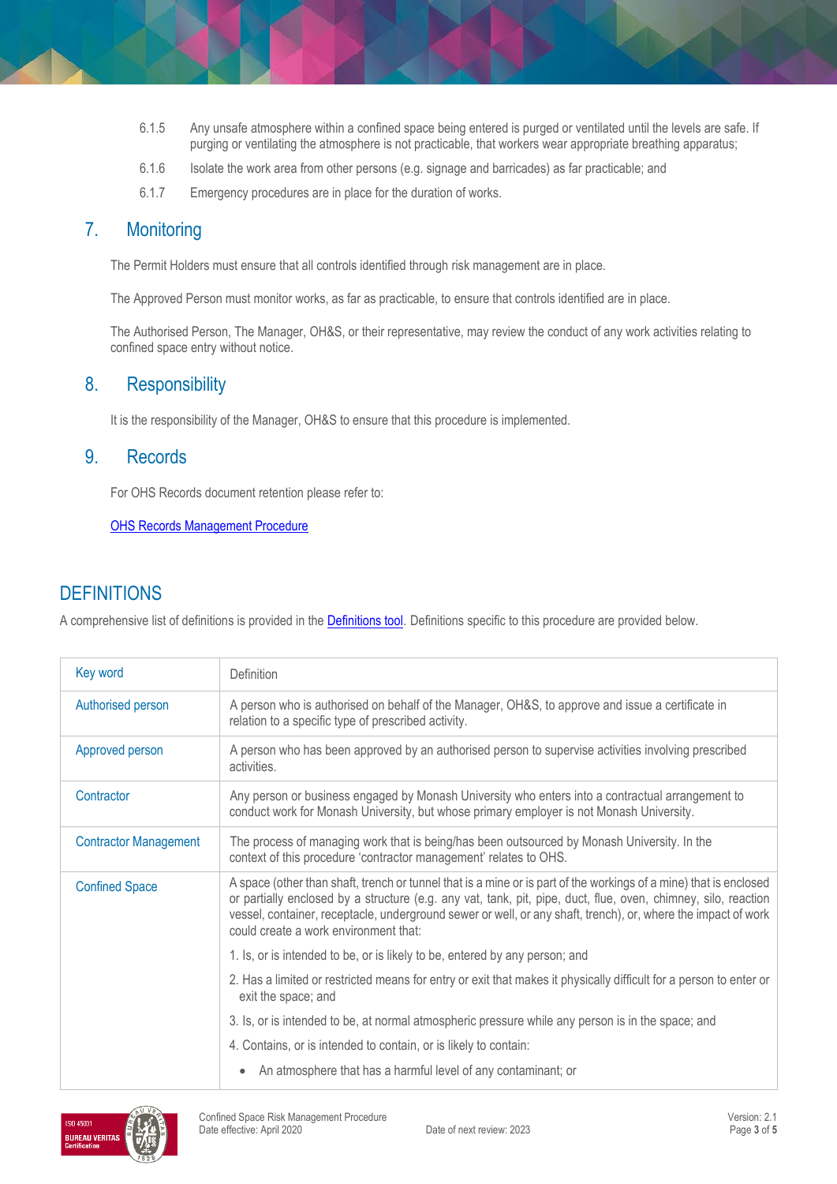6.1.5 Any unsafe atmosphere within a confined space being entered is purged or ventilated until the levels are safe. If purging or ventilating the atmosphere is not practicable, that workers wear appropriate breathing apparatus;

6.1.6 Isolate the work area from other persons (e.g. signage and barricades) as far practicable; and

6.1.7 Emergency procedures are in place for the duration of works.

## 7. Monitoring

The Permit Holders must ensure that all controls identified through risk management are in place.

The Approved Person must monitor works, as far as practicable, to ensure that controls identified are in place.

The Authorised Person, The Manager, OH&S, or their representative, may review the conduct of any work activities relating to confined space entry without notice.

## 8. Responsibility

It is the responsibility of the Manager, OH&S to ensure that this procedure is implemented.

## 9. Records

For OHS Records document retention please refer to:

[OHS Records Management Procedure]

# DEFINITIONS

A comprehensive list of definitions is provided in the [Definitions tool]. Definitions specific to this procedure are provided below.

| Key word | Definition |
|---|---|
| Authorised person | A person who is authorised on behalf of the Manager, OH&S, to approve and issue a certificate in relation to a specific type of prescribed activity. |
| Approved person | A person who has been approved by an authorised person to supervise activities involving prescribed activities. |
| Contractor | Any person or business engaged by Monash University who enters into a contractual arrangement to conduct work for Monash University, but whose primary employer is not Monash University. |
| Contractor Management | The process of managing work that is being/has been outsourced by Monash University. In the context of this procedure 'contractor management' relates to OHS. |
| Confined Space | A space (other than shaft, trench or tunnel that is a mine or is part of the workings of a mine) that is enclosed or partially enclosed by a structure (e.g. any vat, tank, pit, pipe, duct, flue, oven, chimney, silo, reaction vessel, container, receptacle, underground sewer or well, or any shaft, trench), or, where the impact of work could create a work environment that: <br> 1. Is, or is intended to be, or is likely to be, entered by any person; and <br> 2. Has a limited or restricted means for entry or exit that makes it physically difficult for a person to enter or exit the space; and <br> 3. Is, or is intended to be, at normal atmospheric pressure while any person is in the space; and <br> 4. Contains, or is intended to contain, or is likely to contain: <br> • An atmosphere that has a harmful level of any contaminant; or |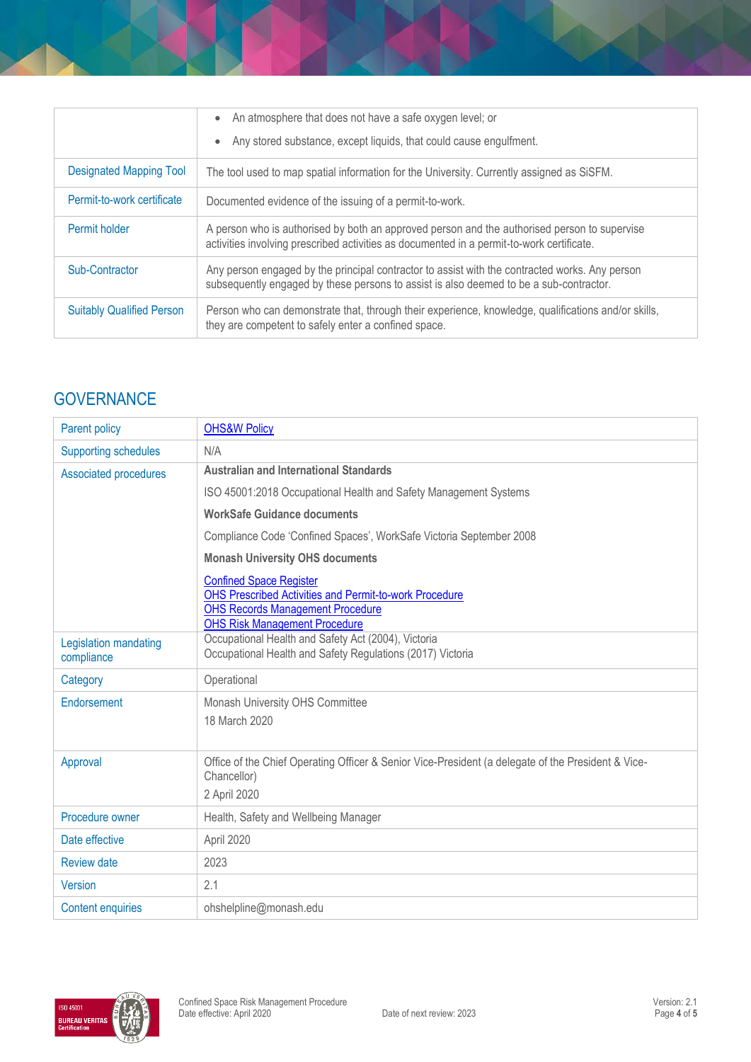| | |
|---|---|
| | • An atmosphere that does not have a safe oxygen level; or<br>• Any stored substance, except liquids, that could cause engulfment. |
| Designated Mapping Tool | The tool used to map spatial information for the University. Currently assigned as SiSFM. |
| Permit-to-work certificate | Documented evidence of the issuing of a permit-to-work. |
| Permit holder | A person who is authorised by both an approved person and the authorised person to supervise activities involving prescribed activities as documented in a permit-to-work certificate. |
| Sub-Contractor | Any person engaged by the principal contractor to assist with the contracted works. Any person subsequently engaged by these persons to assist is also deemed to be a sub-contractor. |
| Suitably Qualified Person | Person who can demonstrate that, through their experience, knowledge, qualifications and/or skills, they are competent to safely enter a confined space. |

## GOVERNANCE

| | |
|---|---|
| Parent policy | OHS&W Policy |
| Supporting schedules | N/A |
| Associated procedures | **Australian and International Standards**<br>ISO 45001:2018 Occupational Health and Safety Management Systems<br>**WorkSafe Guidance documents**<br>Compliance Code 'Confined Spaces', WorkSafe Victoria September 2008<br>**Monash University OHS documents**<br>Confined Space Register<br>OHS Prescribed Activities and Permit-to-work Procedure<br>OHS Records Management Procedure<br>OHS Risk Management Procedure |
| Legislation mandating compliance | Occupational Health and Safety Act (2004), Victoria<br>Occupational Health and Safety Regulations (2017) Victoria |
| Category | Operational |
| Endorsement | Monash University OHS Committee<br>18 March 2020 |
| Approval | Office of the Chief Operating Officer & Senior Vice-President (a delegate of the President & Vice-Chancellor)<br>2 April 2020 |
| Procedure owner | Health, Safety and Wellbeing Manager |
| Date effective | April 2020 |
| Review date | 2023 |
| Version | 2.1 |
| Content enquiries | ohshelpline@monash.edu |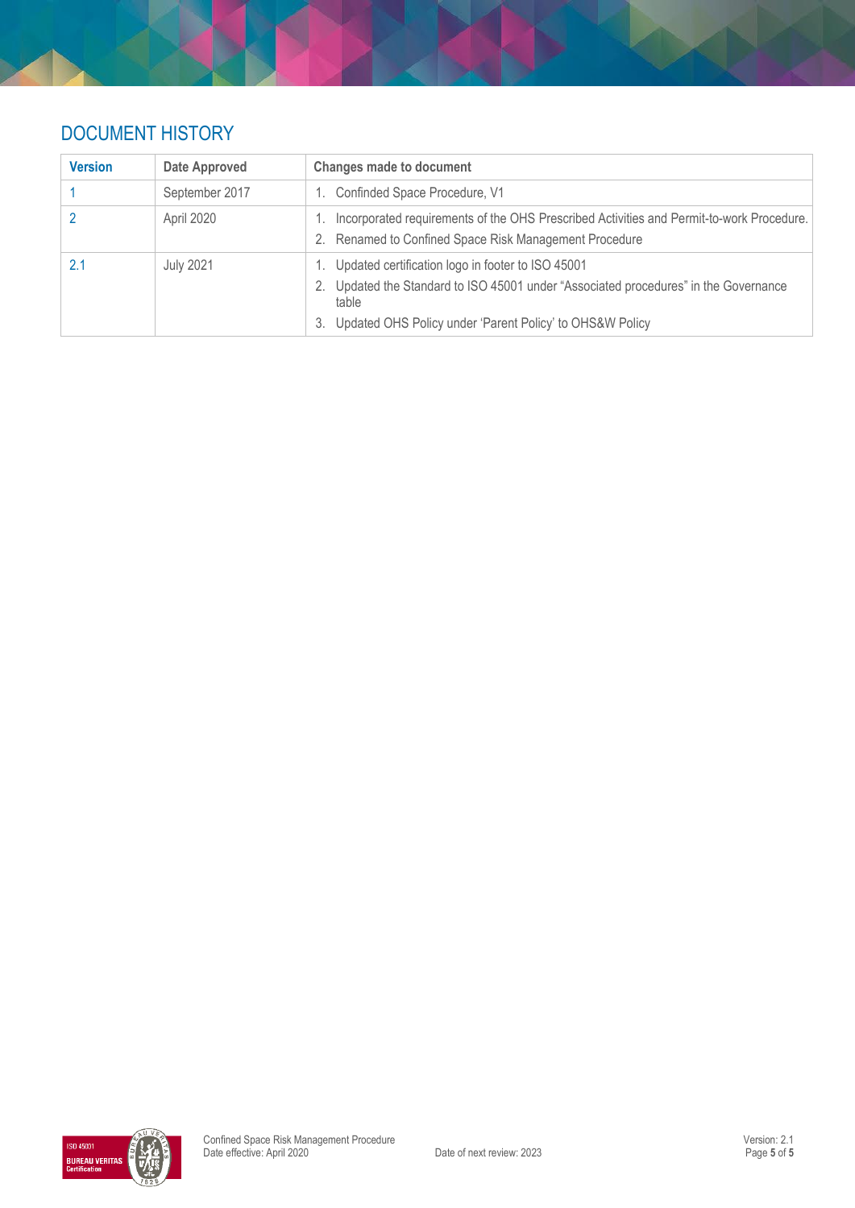## DOCUMENT HISTORY

| Version | Date Approved | Changes made to document |
|---|---|---|
| 1 | September 2017 | 1. Confinded Space Procedure, V1 |
| 2 | April 2020 | 1. Incorporated requirements of the OHS Prescribed Activities and Permit-to-work Procedure.<br>2. Renamed to Confined Space Risk Management Procedure |
| 2.1 | July 2021 | 1. Updated certification logo in footer to ISO 45001<br>2. Updated the Standard to ISO 45001 under "Associated procedures" in the Governance table<br>3. Updated OHS Policy under 'Parent Policy' to OHS&W Policy |